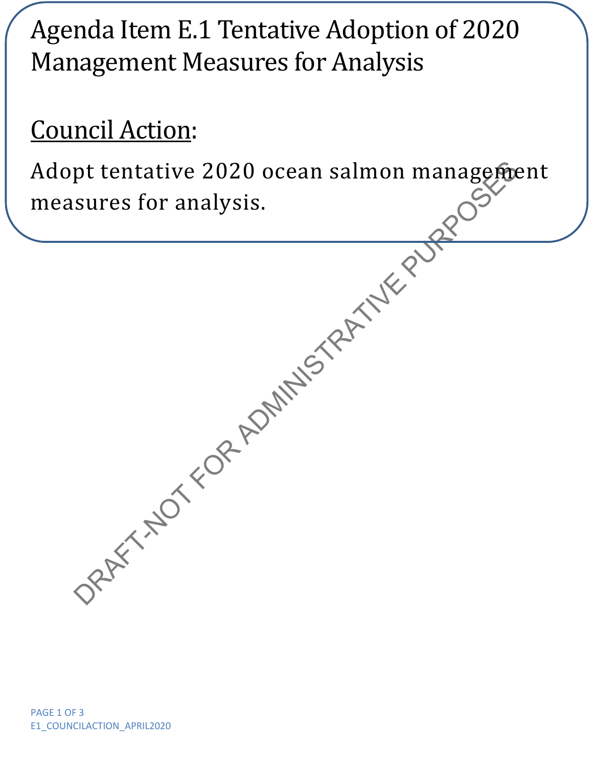# Agenda Item E.1 Tentative Adoption of 2020 Management Measures for Analysis

## Council Action:

Adopt tentative 2020 ocean salmon management measures for analysis.

DRAFT-NOT FOR ADMINISTRATIVE PURPOSES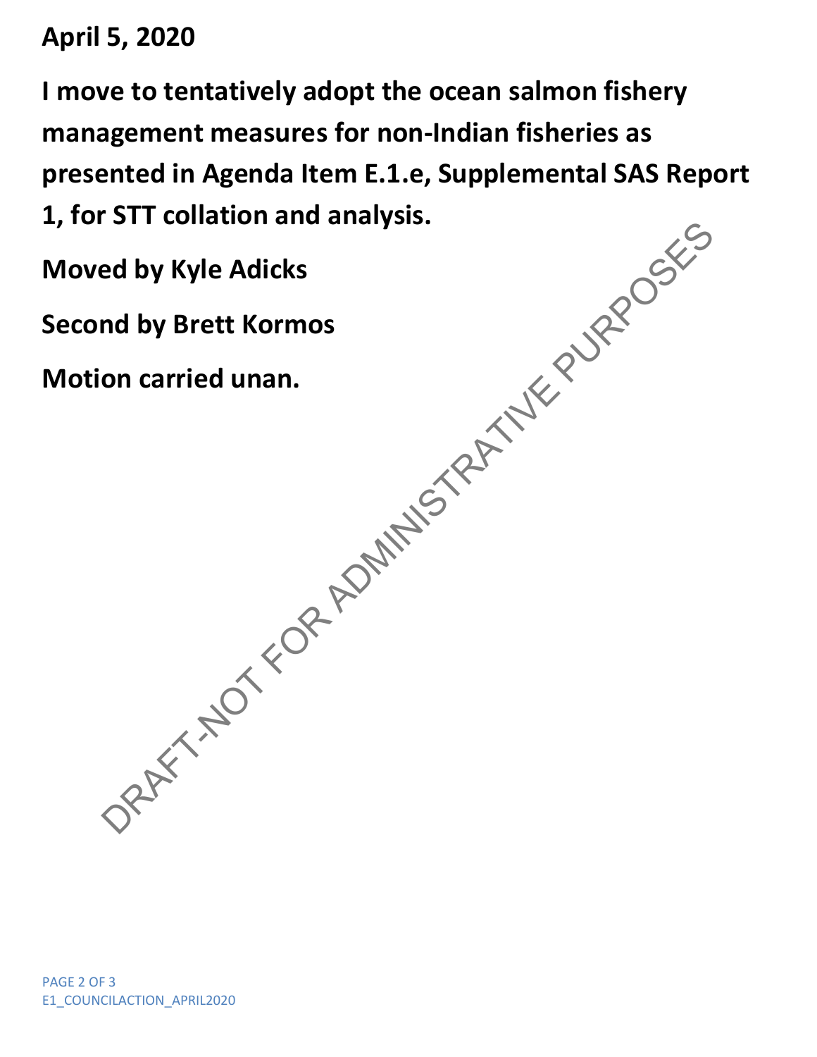**April 5, 2020**

**I move to tentatively adopt the ocean salmon fishery management measures for non-Indian fisheries as presented in Agenda Item E.1.e, Supplemental SAS Report 1, for STT collation and analysis.**

**Moved by Kyle Adicks**

**Second by Brett Kormos**

**Motion carried unan.**

DRAFT-NOT FOR ADMINISTRATIVE PURPOSES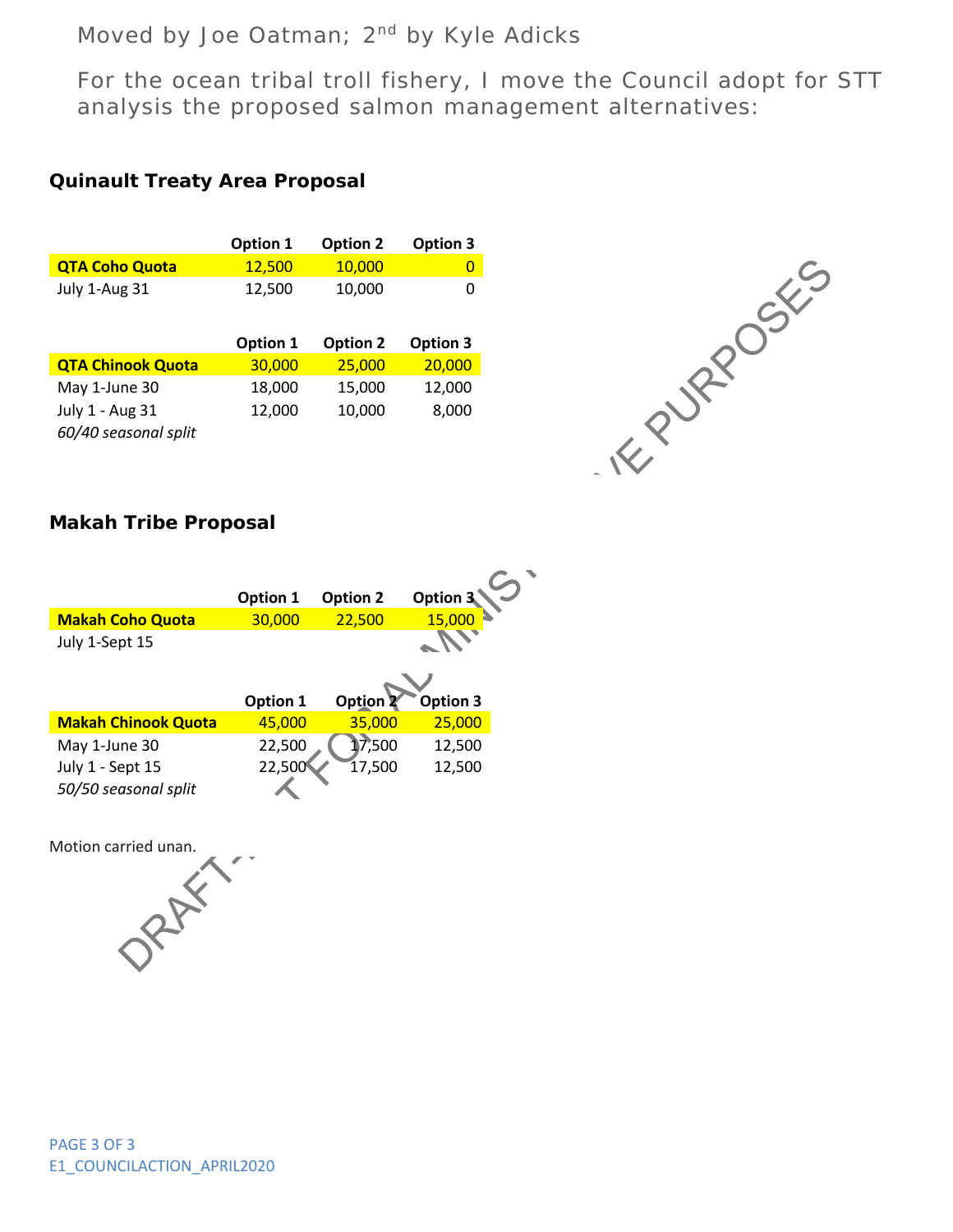Moved by Joe Oatman; 2nd by Kyle Adicks

For the ocean tribal troll fishery, I move the Council adopt for STT analysis the proposed salmon management alternatives:

### Quinault Treaty Area Proposal

| | Option 1 | Option 2 | Option 3 |
|---|---|---|---|
| **QTA Coho Quota** | 12,500 | 10,000 | 0 |
| July 1-Aug 31 | 12,500 | 10,000 | 0 |

| | Option 1 | Option 2 | Option 3 |
|---|---|---|---|
| **QTA Chinook Quota** | 30,000 | 25,000 | 20,000 |
| May 1-June 30 | 18,000 | 15,000 | 12,000 |
| July 1 - Aug 31 | 12,000 | 10,000 | 8,000 |
| *60/40 seasonal split* | | | |

### Makah Tribe Proposal

| | Option 1 | Option 2 | Option 3 |
|---|---|---|---|
| **Makah Coho Quota** | 30,000 | 22,500 | 15,000 |
| July 1-Sept 15 | | | |

| | Option 1 | Option 2 | Option 3 |
|---|---|---|---|
| **Makah Chinook Quota** | 45,000 | 35,000 | 25,000 |
| May 1-June 30 | 22,500 | 17,500 | 12,500 |
| July 1 - Sept 15 | 22,500 | 17,500 | 12,500 |
| *50/50 seasonal split* | | | |

Motion carried unan.

DRAFT – NOT FOR ADMINISTRATIVE PURPOSES